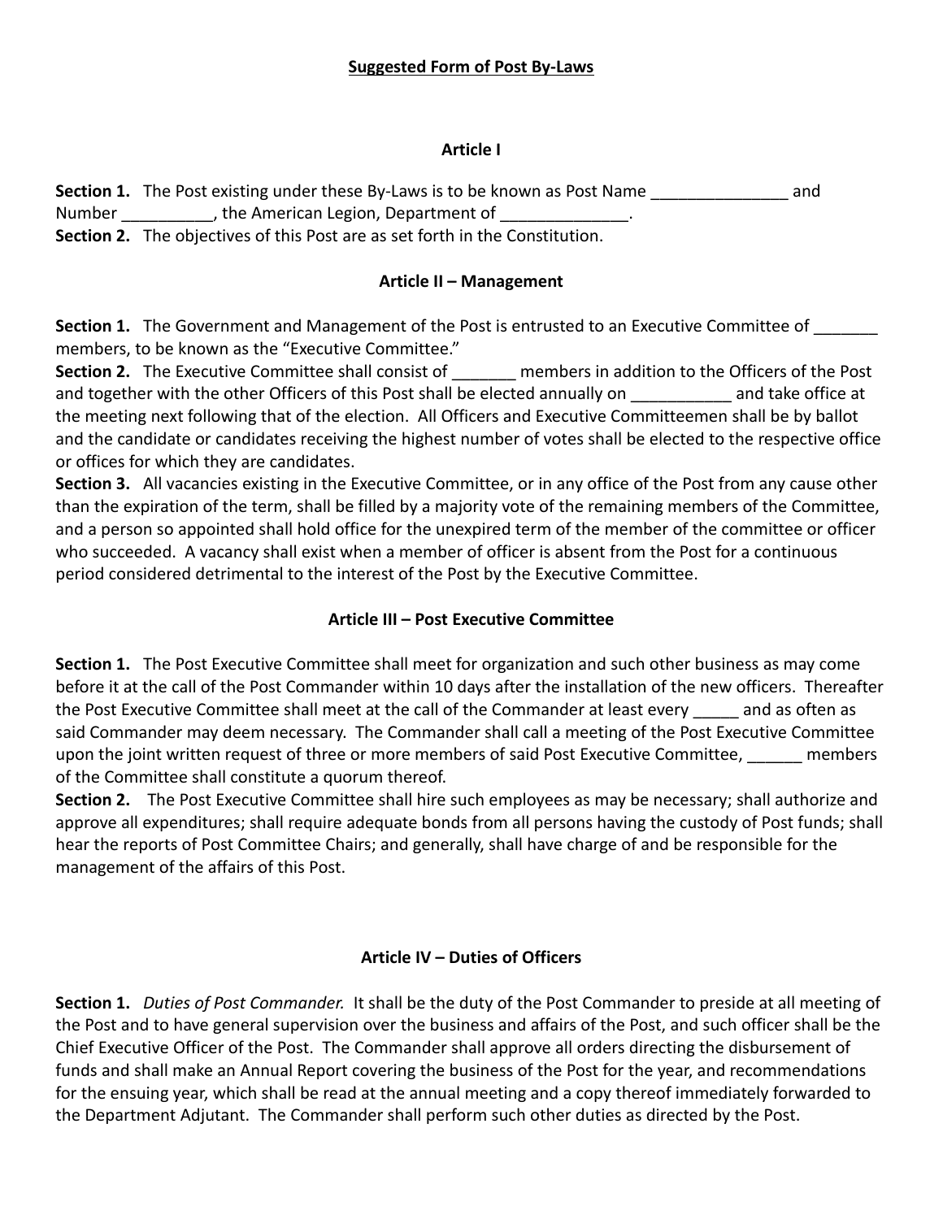**Suggested Form of Post By-Laws**

## Article I

**Section 1.** The Post existing under these By-Laws is to be known as Post Name _______________ and Number __________, the American Legion, Department of ______________.

**Section 2.** The objectives of this Post are as set forth in the Constitution.

## Article II – Management

**Section 1.** The Government and Management of the Post is entrusted to an Executive Committee of _______ members, to be known as the "Executive Committee."

**Section 2.** The Executive Committee shall consist of _______ members in addition to the Officers of the Post and together with the other Officers of this Post shall be elected annually on ___________ and take office at the meeting next following that of the election. All Officers and Executive Committeemen shall be by ballot and the candidate or candidates receiving the highest number of votes shall be elected to the respective office or offices for which they are candidates.

**Section 3.** All vacancies existing in the Executive Committee, or in any office of the Post from any cause other than the expiration of the term, shall be filled by a majority vote of the remaining members of the Committee, and a person so appointed shall hold office for the unexpired term of the member of the committee or officer who succeeded. A vacancy shall exist when a member of officer is absent from the Post for a continuous period considered detrimental to the interest of the Post by the Executive Committee.

## Article III – Post Executive Committee

**Section 1.** The Post Executive Committee shall meet for organization and such other business as may come before it at the call of the Post Commander within 10 days after the installation of the new officers. Thereafter the Post Executive Committee shall meet at the call of the Commander at least every _____ and as often as said Commander may deem necessary. The Commander shall call a meeting of the Post Executive Committee upon the joint written request of three or more members of said Post Executive Committee, ______ members of the Committee shall constitute a quorum thereof.

**Section 2.** The Post Executive Committee shall hire such employees as may be necessary; shall authorize and approve all expenditures; shall require adequate bonds from all persons having the custody of Post funds; shall hear the reports of Post Committee Chairs; and generally, shall have charge of and be responsible for the management of the affairs of this Post.

## Article IV – Duties of Officers

**Section 1.** *Duties of Post Commander.* It shall be the duty of the Post Commander to preside at all meeting of the Post and to have general supervision over the business and affairs of the Post, and such officer shall be the Chief Executive Officer of the Post. The Commander shall approve all orders directing the disbursement of funds and shall make an Annual Report covering the business of the Post for the year, and recommendations for the ensuing year, which shall be read at the annual meeting and a copy thereof immediately forwarded to the Department Adjutant. The Commander shall perform such other duties as directed by the Post.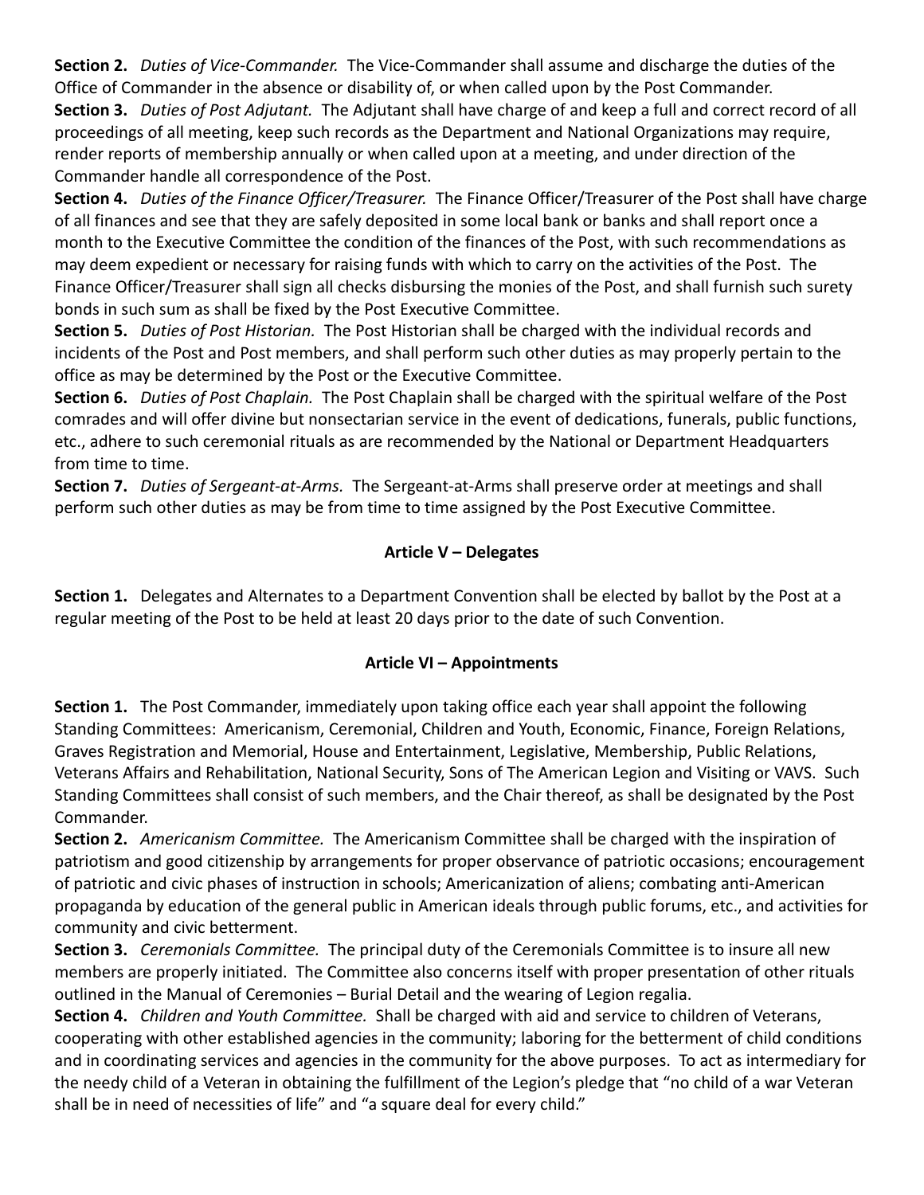**Section 2.** *Duties of Vice-Commander.* The Vice-Commander shall assume and discharge the duties of the Office of Commander in the absence or disability of, or when called upon by the Post Commander.

**Section 3.** *Duties of Post Adjutant.* The Adjutant shall have charge of and keep a full and correct record of all proceedings of all meeting, keep such records as the Department and National Organizations may require, render reports of membership annually or when called upon at a meeting, and under direction of the Commander handle all correspondence of the Post.

**Section 4.** *Duties of the Finance Officer/Treasurer.* The Finance Officer/Treasurer of the Post shall have charge of all finances and see that they are safely deposited in some local bank or banks and shall report once a month to the Executive Committee the condition of the finances of the Post, with such recommendations as may deem expedient or necessary for raising funds with which to carry on the activities of the Post. The Finance Officer/Treasurer shall sign all checks disbursing the monies of the Post, and shall furnish such surety bonds in such sum as shall be fixed by the Post Executive Committee.

**Section 5.** *Duties of Post Historian.* The Post Historian shall be charged with the individual records and incidents of the Post and Post members, and shall perform such other duties as may properly pertain to the office as may be determined by the Post or the Executive Committee.

**Section 6.** *Duties of Post Chaplain.* The Post Chaplain shall be charged with the spiritual welfare of the Post comrades and will offer divine but nonsectarian service in the event of dedications, funerals, public functions, etc., adhere to such ceremonial rituals as are recommended by the National or Department Headquarters from time to time.

**Section 7.** *Duties of Sergeant-at-Arms.* The Sergeant-at-Arms shall preserve order at meetings and shall perform such other duties as may be from time to time assigned by the Post Executive Committee.

## Article V – Delegates

**Section 1.** Delegates and Alternates to a Department Convention shall be elected by ballot by the Post at a regular meeting of the Post to be held at least 20 days prior to the date of such Convention.

## Article VI – Appointments

**Section 1.** The Post Commander, immediately upon taking office each year shall appoint the following Standing Committees: Americanism, Ceremonial, Children and Youth, Economic, Finance, Foreign Relations, Graves Registration and Memorial, House and Entertainment, Legislative, Membership, Public Relations, Veterans Affairs and Rehabilitation, National Security, Sons of The American Legion and Visiting or VAVS. Such Standing Committees shall consist of such members, and the Chair thereof, as shall be designated by the Post Commander.

**Section 2.** *Americanism Committee.* The Americanism Committee shall be charged with the inspiration of patriotism and good citizenship by arrangements for proper observance of patriotic occasions; encouragement of patriotic and civic phases of instruction in schools; Americanization of aliens; combating anti-American propaganda by education of the general public in American ideals through public forums, etc., and activities for community and civic betterment.

**Section 3.** *Ceremonials Committee.* The principal duty of the Ceremonials Committee is to insure all new members are properly initiated. The Committee also concerns itself with proper presentation of other rituals outlined in the Manual of Ceremonies – Burial Detail and the wearing of Legion regalia.

**Section 4.** *Children and Youth Committee.* Shall be charged with aid and service to children of Veterans, cooperating with other established agencies in the community; laboring for the betterment of child conditions and in coordinating services and agencies in the community for the above purposes. To act as intermediary for the needy child of a Veteran in obtaining the fulfillment of the Legion's pledge that "no child of a war Veteran shall be in need of necessities of life" and "a square deal for every child."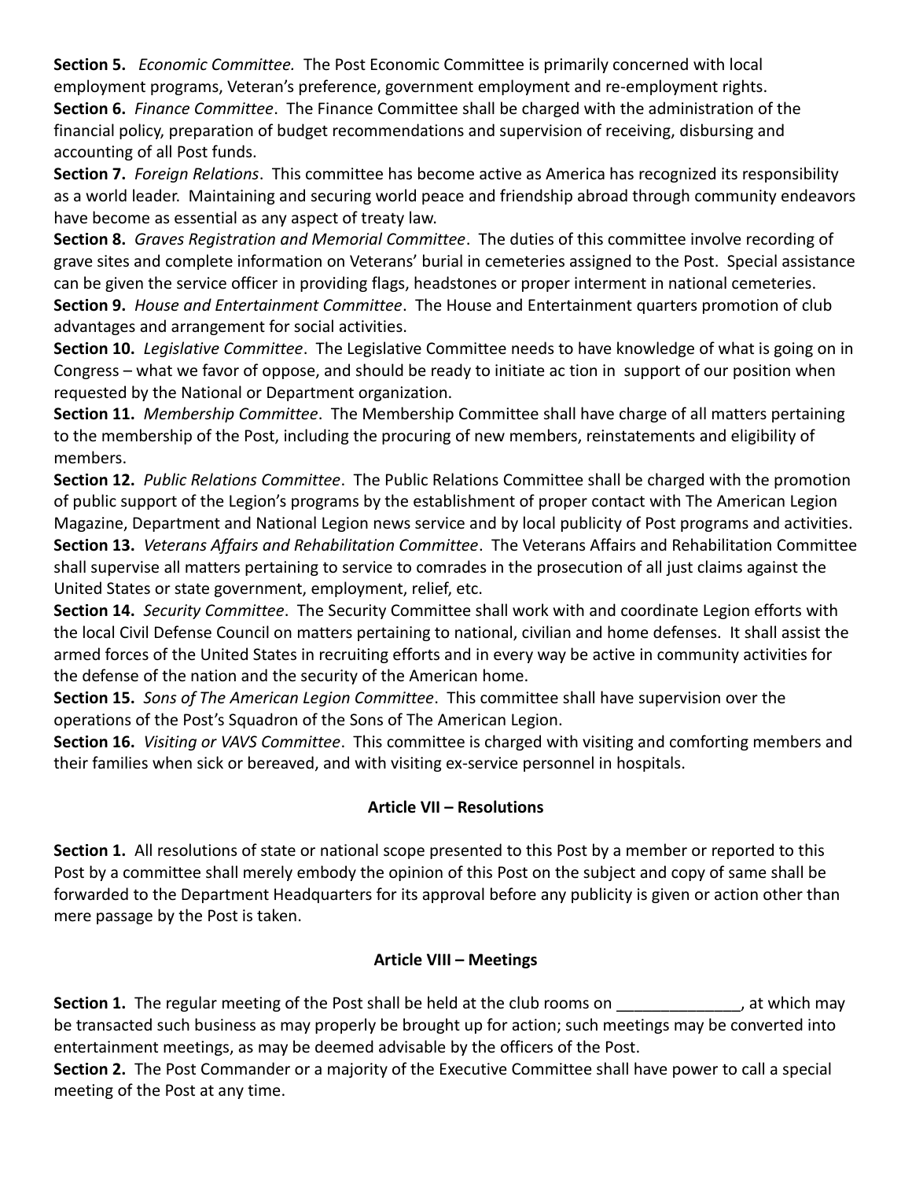**Section 5.** *Economic Committee.* The Post Economic Committee is primarily concerned with local employment programs, Veteran's preference, government employment and re-employment rights.

**Section 6.** *Finance Committee*. The Finance Committee shall be charged with the administration of the financial policy, preparation of budget recommendations and supervision of receiving, disbursing and accounting of all Post funds.

**Section 7.** *Foreign Relations*. This committee has become active as America has recognized its responsibility as a world leader. Maintaining and securing world peace and friendship abroad through community endeavors have become as essential as any aspect of treaty law.

**Section 8.** *Graves Registration and Memorial Committee*. The duties of this committee involve recording of grave sites and complete information on Veterans' burial in cemeteries assigned to the Post. Special assistance can be given the service officer in providing flags, headstones or proper interment in national cemeteries.

**Section 9.** *House and Entertainment Committee*. The House and Entertainment quarters promotion of club advantages and arrangement for social activities.

**Section 10.** *Legislative Committee*. The Legislative Committee needs to have knowledge of what is going on in Congress – what we favor of oppose, and should be ready to initiate ac tion in support of our position when requested by the National or Department organization.

**Section 11.** *Membership Committee*. The Membership Committee shall have charge of all matters pertaining to the membership of the Post, including the procuring of new members, reinstatements and eligibility of members.

**Section 12.** *Public Relations Committee*. The Public Relations Committee shall be charged with the promotion of public support of the Legion's programs by the establishment of proper contact with The American Legion Magazine, Department and National Legion news service and by local publicity of Post programs and activities.

**Section 13.** *Veterans Affairs and Rehabilitation Committee*. The Veterans Affairs and Rehabilitation Committee shall supervise all matters pertaining to service to comrades in the prosecution of all just claims against the United States or state government, employment, relief, etc.

**Section 14.** *Security Committee*. The Security Committee shall work with and coordinate Legion efforts with the local Civil Defense Council on matters pertaining to national, civilian and home defenses. It shall assist the armed forces of the United States in recruiting efforts and in every way be active in community activities for the defense of the nation and the security of the American home.

**Section 15.** *Sons of The American Legion Committee*. This committee shall have supervision over the operations of the Post's Squadron of the Sons of The American Legion.

**Section 16.** *Visiting or VAVS Committee*. This committee is charged with visiting and comforting members and their families when sick or bereaved, and with visiting ex-service personnel in hospitals.

## Article VII – Resolutions

**Section 1.** All resolutions of state or national scope presented to this Post by a member or reported to this Post by a committee shall merely embody the opinion of this Post on the subject and copy of same shall be forwarded to the Department Headquarters for its approval before any publicity is given or action other than mere passage by the Post is taken.

## Article VIII – Meetings

**Section 1.** The regular meeting of the Post shall be held at the club rooms on ______________, at which may be transacted such business as may properly be brought up for action; such meetings may be converted into entertainment meetings, as may be deemed advisable by the officers of the Post.

**Section 2.** The Post Commander or a majority of the Executive Committee shall have power to call a special meeting of the Post at any time.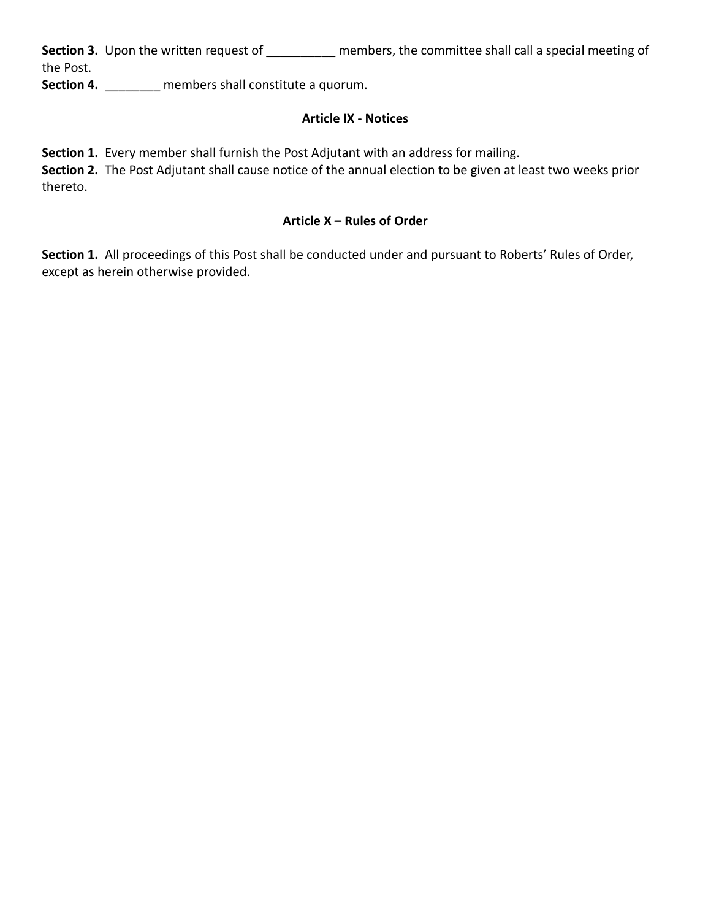**Section 3.** Upon the written request of __________ members, the committee shall call a special meeting of the Post.
**Section 4.** ________ members shall constitute a quorum.

### Article IX - Notices

**Section 1.** Every member shall furnish the Post Adjutant with an address for mailing.
**Section 2.** The Post Adjutant shall cause notice of the annual election to be given at least two weeks prior thereto.

### Article X – Rules of Order

**Section 1.** All proceedings of this Post shall be conducted under and pursuant to Roberts' Rules of Order, except as herein otherwise provided.